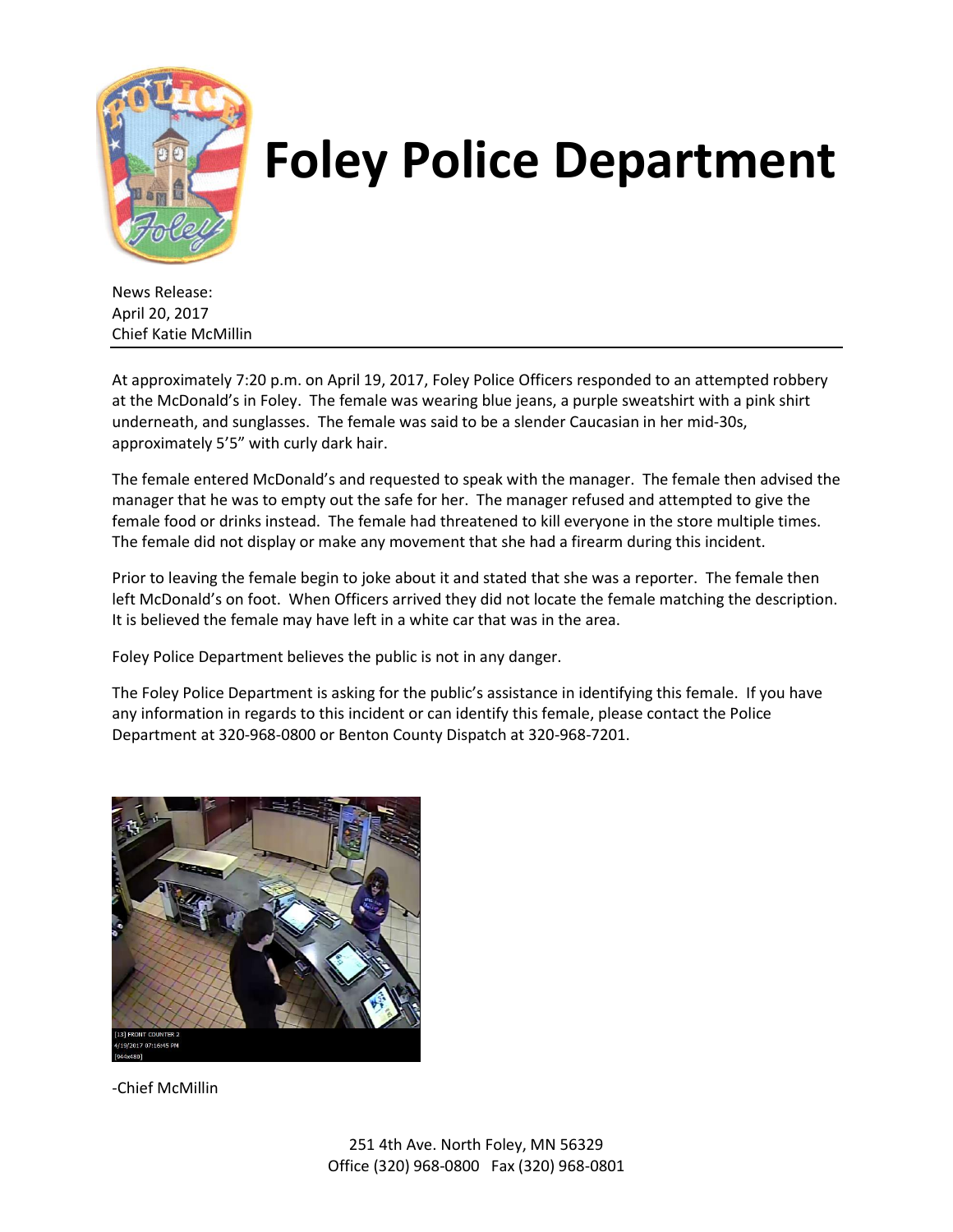# Foley Police Department

News Release:
April 20, 2017
Chief Katie McMillin

---

At approximately 7:20 p.m. on April 19, 2017, Foley Police Officers responded to an attempted robbery at the McDonald's in Foley. The female was wearing blue jeans, a purple sweatshirt with a pink shirt underneath, and sunglasses. The female was said to be a slender Caucasian in her mid-30s, approximately 5'5" with curly dark hair.

The female entered McDonald's and requested to speak with the manager. The female then advised the manager that he was to empty out the safe for her. The manager refused and attempted to give the female food or drinks instead. The female had threatened to kill everyone in the store multiple times. The female did not display or make any movement that she had a firearm during this incident.

Prior to leaving the female begin to joke about it and stated that she was a reporter. The female then left McDonald's on foot. When Officers arrived they did not locate the female matching the description. It is believed the female may have left in a white car that was in the area.

Foley Police Department believes the public is not in any danger.

The Foley Police Department is asking for the public's assistance in identifying this female. If you have any information in regards to this incident or can identify this female, please contact the Police Department at 320-968-0800 or Benton County Dispatch at 320-968-7201.

-Chief McMillin

251 4th Ave. North Foley, MN 56329
Office (320) 968-0800 Fax (320) 968-0801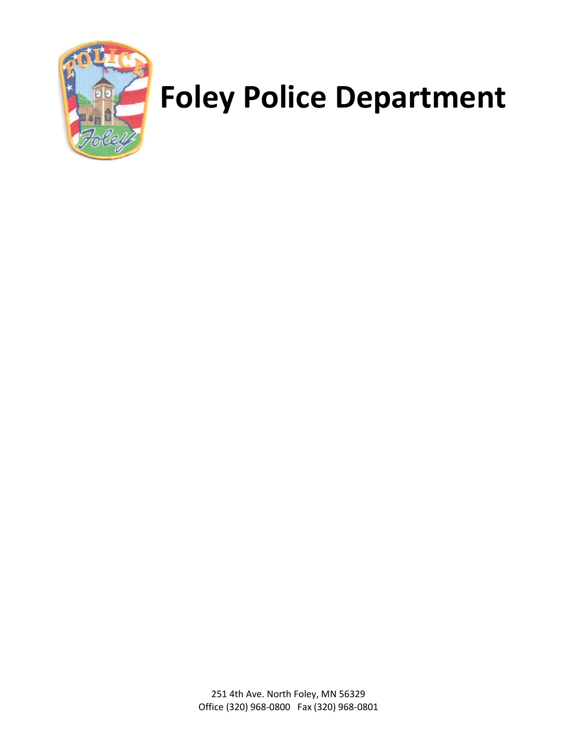# Foley Police Department

251 4th Ave. North Foley, MN 56329
Office (320) 968-0800 Fax (320) 968-0801